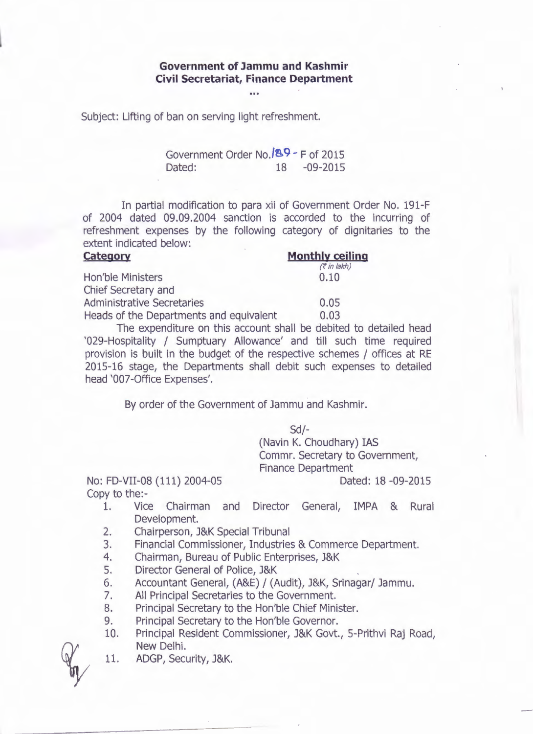**Government of Jammu and Kashmir**
**Civil Secretariat, Finance Department**

...

Subject: Lifting of ban on serving light refreshment.

Government Order No. 189 - F of 2015
Dated: 18 -09-2015

In partial modification to para xii of Government Order No. 191-F of 2004 dated 09.09.2004 sanction is accorded to the incurring of refreshment expenses by the following category of dignitaries to the extent indicated below:

| **Category** | **Monthly ceiling** (₹ in lakh) |
|---|---|
| Hon'ble Ministers | 0.10 |
| Chief Secretary and Administrative Secretaries | 0.05 |
| Heads of the Departments and equivalent | 0.03 |

The expenditure on this account shall be debited to detailed head '029-Hospitality / Sumptuary Allowance' and till such time required provision is built in the budget of the respective schemes / offices at RE 2015-16 stage, the Departments shall debit such expenses to detailed head '007-Office Expenses'.

By order of the Government of Jammu and Kashmir.

Sd/-
(Navin K. Choudhary) IAS
Commr. Secretary to Government,
Finance Department

No: FD-VII-08 (111) 2004-05 Dated: 18 -09-2015

Copy to the:-

1. Vice Chairman and Director General, IMPA & Rural Development.
2. Chairperson, J&K Special Tribunal
3. Financial Commissioner, Industries & Commerce Department.
4. Chairman, Bureau of Public Enterprises, J&K
5. Director General of Police, J&K
6. Accountant General, (A&E) / (Audit), J&K, Srinagar/ Jammu.
7. All Principal Secretaries to the Government.
8. Principal Secretary to the Hon'ble Chief Minister.
9. Principal Secretary to the Hon'ble Governor.
10. Principal Resident Commissioner, J&K Govt., 5-Prithvi Raj Road, New Delhi.
11. ADGP, Security, J&K.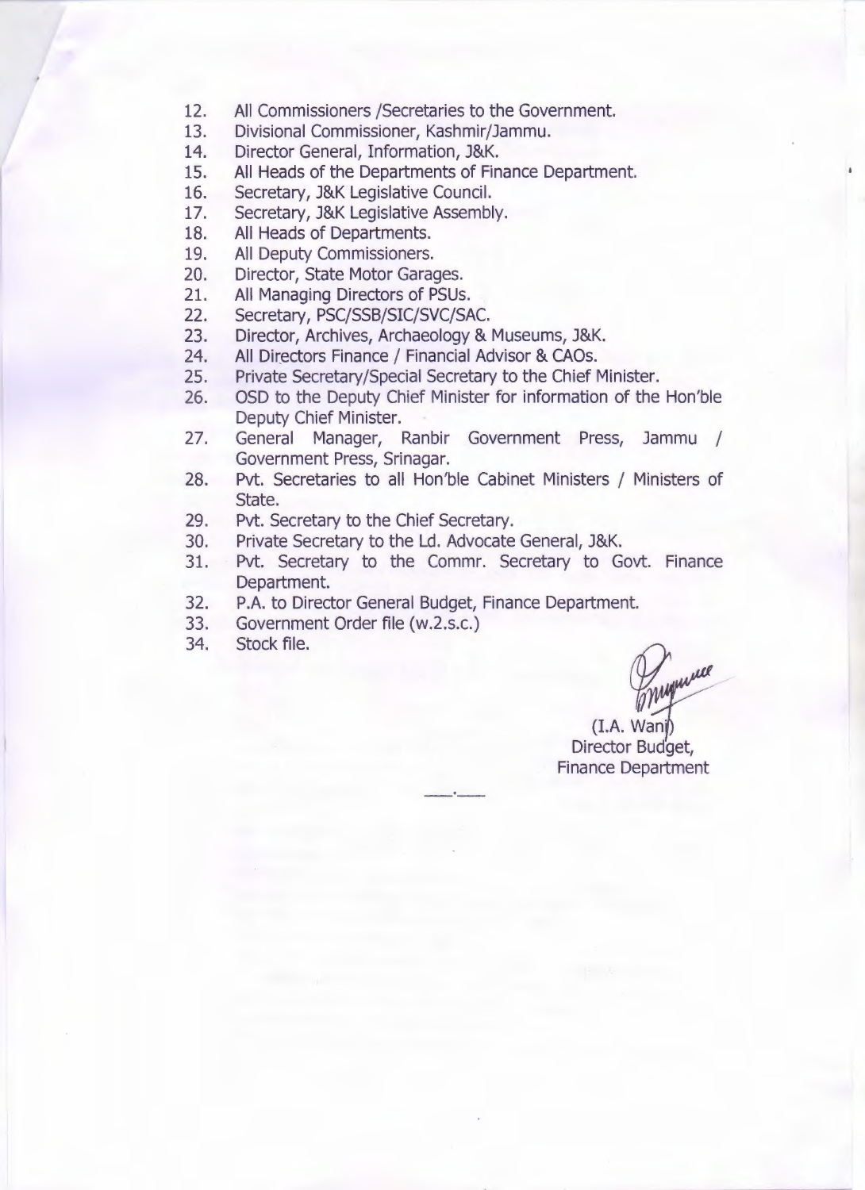12. All Commissioners /Secretaries to the Government.
13. Divisional Commissioner, Kashmir/Jammu.
14. Director General, Information, J&K.
15. All Heads of the Departments of Finance Department.
16. Secretary, J&K Legislative Council.
17. Secretary, J&K Legislative Assembly.
18. All Heads of Departments.
19. All Deputy Commissioners.
20. Director, State Motor Garages.
21. All Managing Directors of PSUs.
22. Secretary, PSC/SSB/SIC/SVC/SAC.
23. Director, Archives, Archaeology & Museums, J&K.
24. All Directors Finance / Financial Advisor & CAOs.
25. Private Secretary/Special Secretary to the Chief Minister.
26. OSD to the Deputy Chief Minister for information of the Hon'ble Deputy Chief Minister.
27. General Manager, Ranbir Government Press, Jammu / Government Press, Srinagar.
28. Pvt. Secretaries to all Hon'ble Cabinet Ministers / Ministers of State.
29. Pvt. Secretary to the Chief Secretary.
30. Private Secretary to the Ld. Advocate General, J&K.
31. Pvt. Secretary to the Commr. Secretary to Govt. Finance Department.
32. P.A. to Director General Budget, Finance Department.
33. Government Order file (w.2.s.c.)
34. Stock file.

(I.A. Wani)
Director Budget,
Finance Department